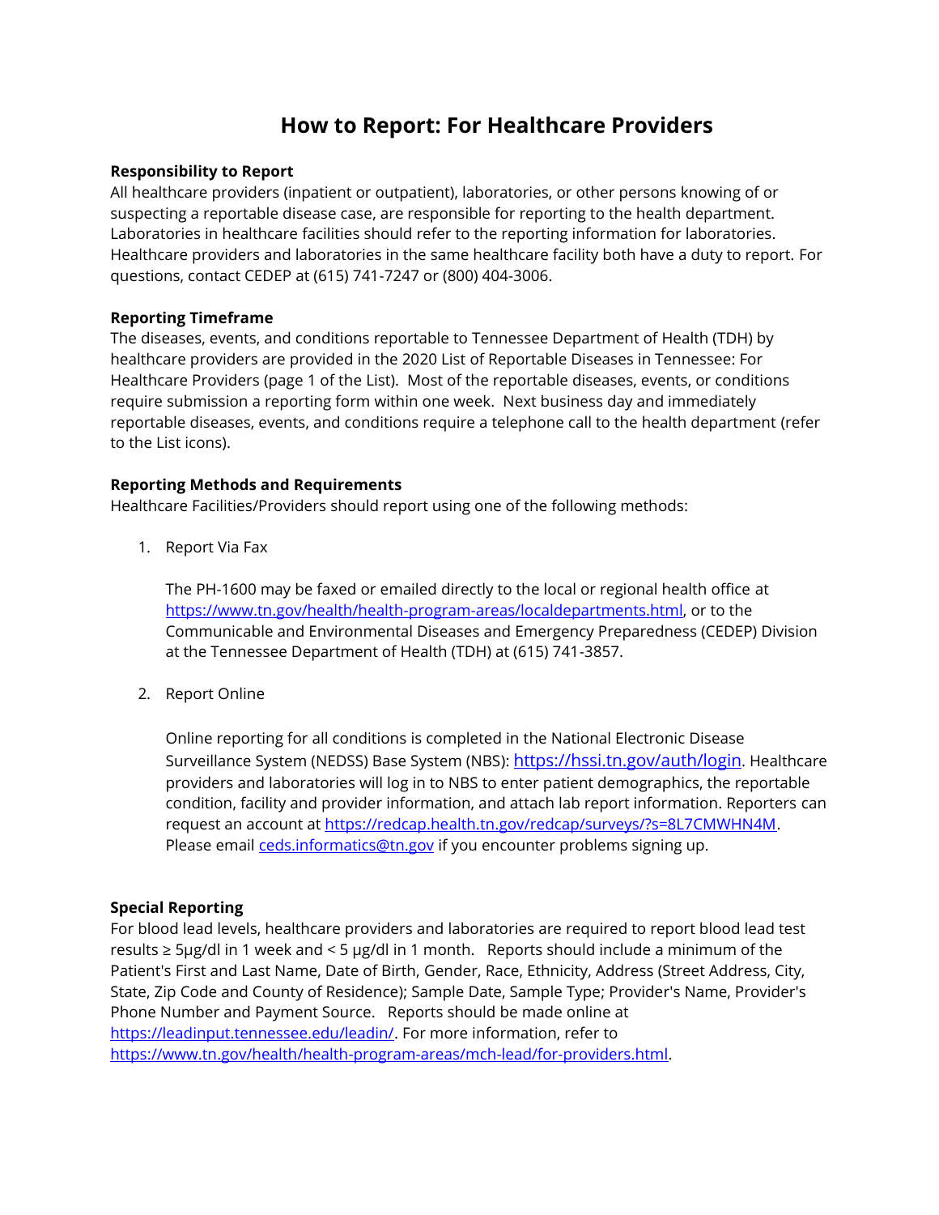# How to Report: For Healthcare Providers

**Responsibility to Report**

All healthcare providers (inpatient or outpatient), laboratories, or other persons knowing of or suspecting a reportable disease case, are responsible for reporting to the health department. Laboratories in healthcare facilities should refer to the reporting information for laboratories. Healthcare providers and laboratories in the same healthcare facility both have a duty to report. For questions, contact CEDEP at (615) 741-7247 or (800) 404-3006.

**Reporting Timeframe**

The diseases, events, and conditions reportable to Tennessee Department of Health (TDH) by healthcare providers are provided in the 2020 List of Reportable Diseases in Tennessee: For Healthcare Providers (page 1 of the List). Most of the reportable diseases, events, or conditions require submission a reporting form within one week. Next business day and immediately reportable diseases, events, and conditions require a telephone call to the health department (refer to the List icons).

**Reporting Methods and Requirements**

Healthcare Facilities/Providers should report using one of the following methods:

1. Report Via Fax

   The PH-1600 may be faxed or emailed directly to the local or regional health office at https://www.tn.gov/health/health-program-areas/localdepartments.html, or to the Communicable and Environmental Diseases and Emergency Preparedness (CEDEP) Division at the Tennessee Department of Health (TDH) at (615) 741-3857.

2. Report Online

   Online reporting for all conditions is completed in the National Electronic Disease Surveillance System (NEDSS) Base System (NBS): https://hssi.tn.gov/auth/login. Healthcare providers and laboratories will log in to NBS to enter patient demographics, the reportable condition, facility and provider information, and attach lab report information. Reporters can request an account at https://redcap.health.tn.gov/redcap/surveys/?s=8L7CMWHN4M. Please email ceds.informatics@tn.gov if you encounter problems signing up.

**Special Reporting**

For blood lead levels, healthcare providers and laboratories are required to report blood lead test results ≥ 5µg/dl in 1 week and < 5 µg/dl in 1 month. Reports should include a minimum of the Patient's First and Last Name, Date of Birth, Gender, Race, Ethnicity, Address (Street Address, City, State, Zip Code and County of Residence); Sample Date, Sample Type; Provider's Name, Provider's Phone Number and Payment Source. Reports should be made online at https://leadinput.tennessee.edu/leadin/. For more information, refer to https://www.tn.gov/health/health-program-areas/mch-lead/for-providers.html.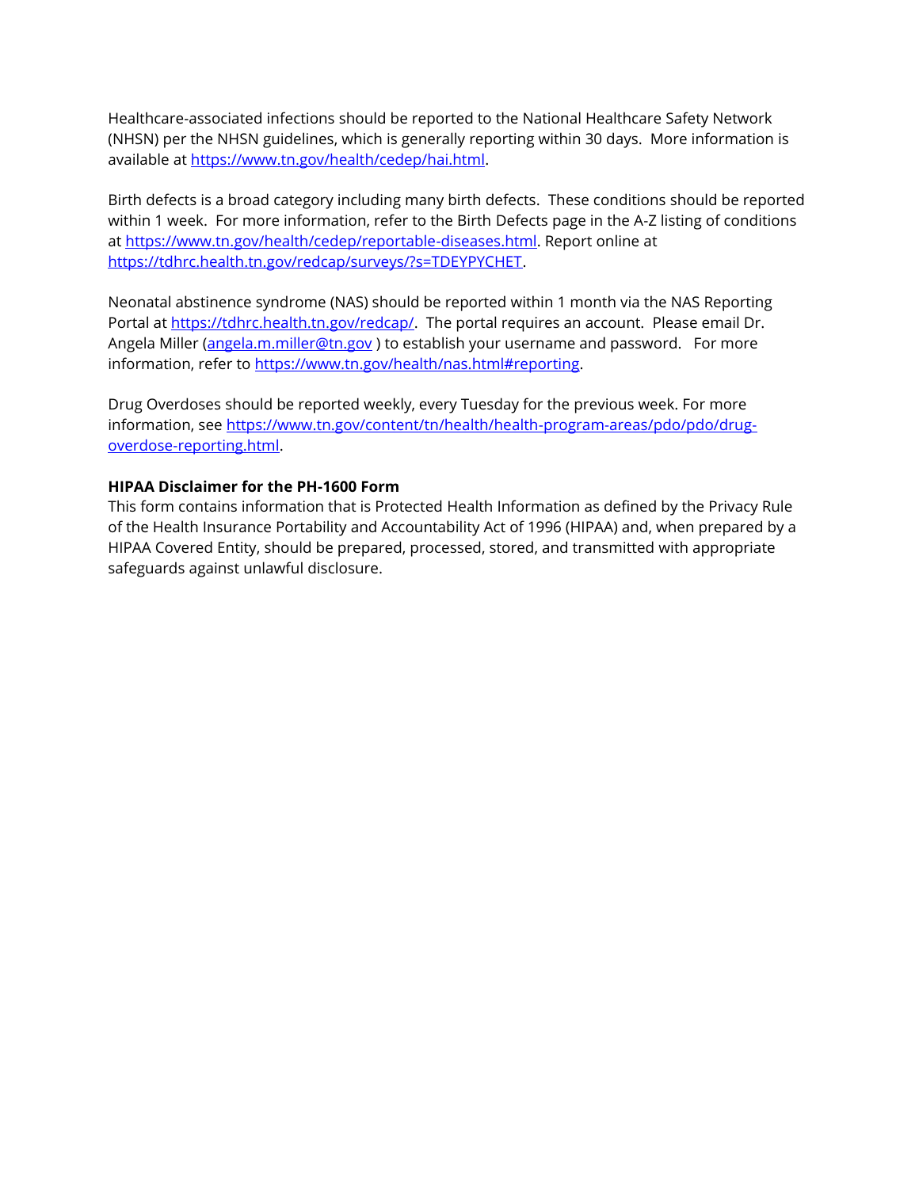Healthcare-associated infections should be reported to the National Healthcare Safety Network (NHSN) per the NHSN guidelines, which is generally reporting within 30 days. More information is available at [https://www.tn.gov/health/cedep/hai.html](https://www.tn.gov/health/cedep/hai.html).

Birth defects is a broad category including many birth defects. These conditions should be reported within 1 week. For more information, refer to the Birth Defects page in the A-Z listing of conditions at [https://www.tn.gov/health/cedep/reportable-diseases.html](https://www.tn.gov/health/cedep/reportable-diseases.html). Report online at [https://tdhrc.health.tn.gov/redcap/surveys/?s=TDEYPYCHET](https://tdhrc.health.tn.gov/redcap/surveys/?s=TDEYPYCHET).

Neonatal abstinence syndrome (NAS) should be reported within 1 month via the NAS Reporting Portal at [https://tdhrc.health.tn.gov/redcap/](https://tdhrc.health.tn.gov/redcap/). The portal requires an account. Please email Dr. Angela Miller ([angela.m.miller@tn.gov](mailto:angela.m.miller@tn.gov) ) to establish your username and password. For more information, refer to [https://www.tn.gov/health/nas.html#reporting](https://www.tn.gov/health/nas.html#reporting).

Drug Overdoses should be reported weekly, every Tuesday for the previous week. For more information, see [https://www.tn.gov/content/tn/health/health-program-areas/pdo/pdo/drug-overdose-reporting.html](https://www.tn.gov/content/tn/health/health-program-areas/pdo/pdo/drug-overdose-reporting.html).

**HIPAA Disclaimer for the PH-1600 Form**

This form contains information that is Protected Health Information as defined by the Privacy Rule of the Health Insurance Portability and Accountability Act of 1996 (HIPAA) and, when prepared by a HIPAA Covered Entity, should be prepared, processed, stored, and transmitted with appropriate safeguards against unlawful disclosure.